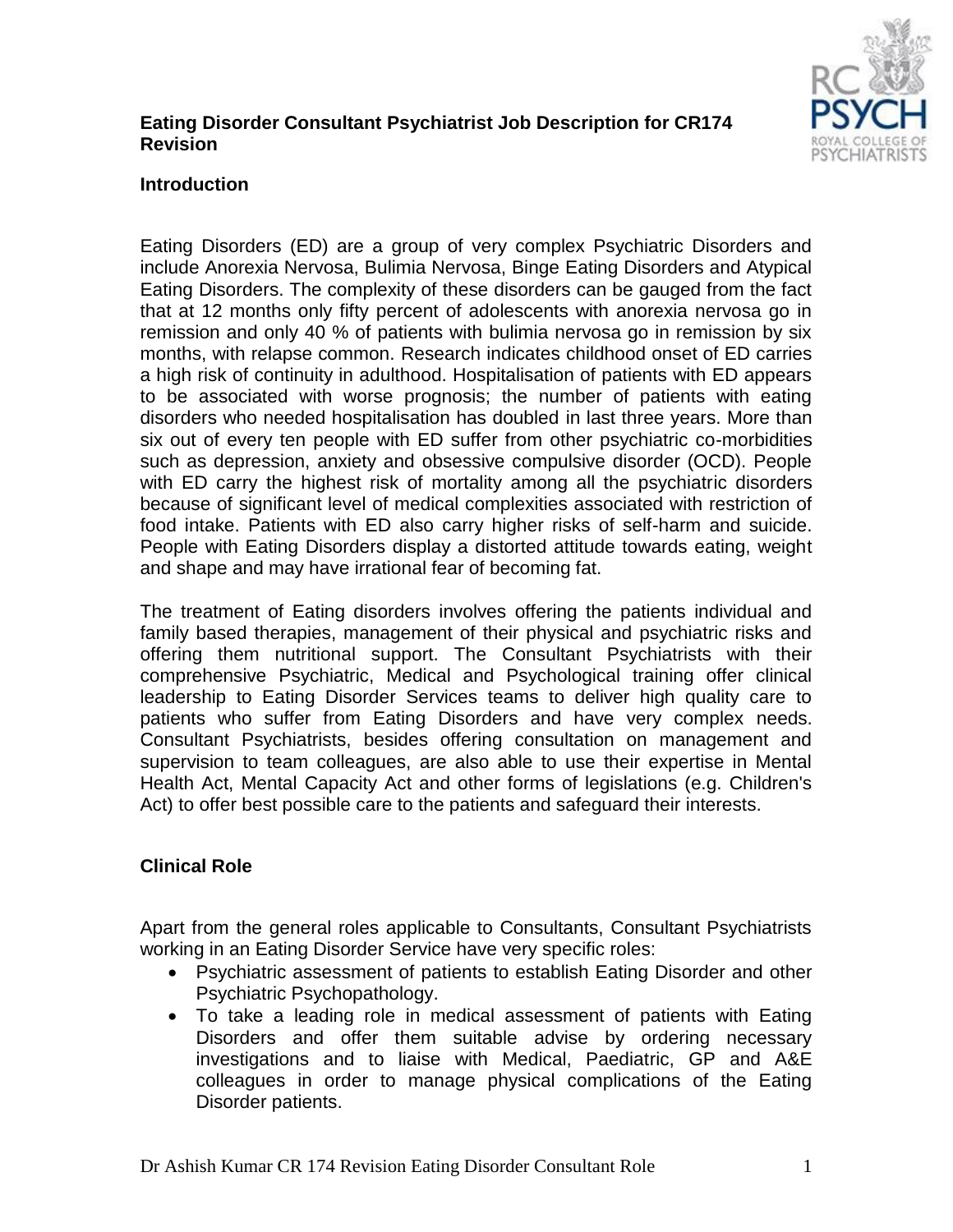## Eating Disorder Consultant Psychiatrist Job Description for CR174 Revision

### Introduction

Eating Disorders (ED) are a group of very complex Psychiatric Disorders and include Anorexia Nervosa, Bulimia Nervosa, Binge Eating Disorders and Atypical Eating Disorders. The complexity of these disorders can be gauged from the fact that at 12 months only fifty percent of adolescents with anorexia nervosa go in remission and only 40 % of patients with bulimia nervosa go in remission by six months, with relapse common. Research indicates childhood onset of ED carries a high risk of continuity in adulthood. Hospitalisation of patients with ED appears to be associated with worse prognosis; the number of patients with eating disorders who needed hospitalisation has doubled in last three years. More than six out of every ten people with ED suffer from other psychiatric co-morbidities such as depression, anxiety and obsessive compulsive disorder (OCD). People with ED carry the highest risk of mortality among all the psychiatric disorders because of significant level of medical complexities associated with restriction of food intake. Patients with ED also carry higher risks of self-harm and suicide. People with Eating Disorders display a distorted attitude towards eating, weight and shape and may have irrational fear of becoming fat.

The treatment of Eating disorders involves offering the patients individual and family based therapies, management of their physical and psychiatric risks and offering them nutritional support. The Consultant Psychiatrists with their comprehensive Psychiatric, Medical and Psychological training offer clinical leadership to Eating Disorder Services teams to deliver high quality care to patients who suffer from Eating Disorders and have very complex needs. Consultant Psychiatrists, besides offering consultation on management and supervision to team colleagues, are also able to use their expertise in Mental Health Act, Mental Capacity Act and other forms of legislations (e.g. Children's Act) to offer best possible care to the patients and safeguard their interests.

### Clinical Role

Apart from the general roles applicable to Consultants, Consultant Psychiatrists working in an Eating Disorder Service have very specific roles:

- Psychiatric assessment of patients to establish Eating Disorder and other Psychiatric Psychopathology.
- To take a leading role in medical assessment of patients with Eating Disorders and offer them suitable advise by ordering necessary investigations and to liaise with Medical, Paediatric, GP and A&E colleagues in order to manage physical complications of the Eating Disorder patients.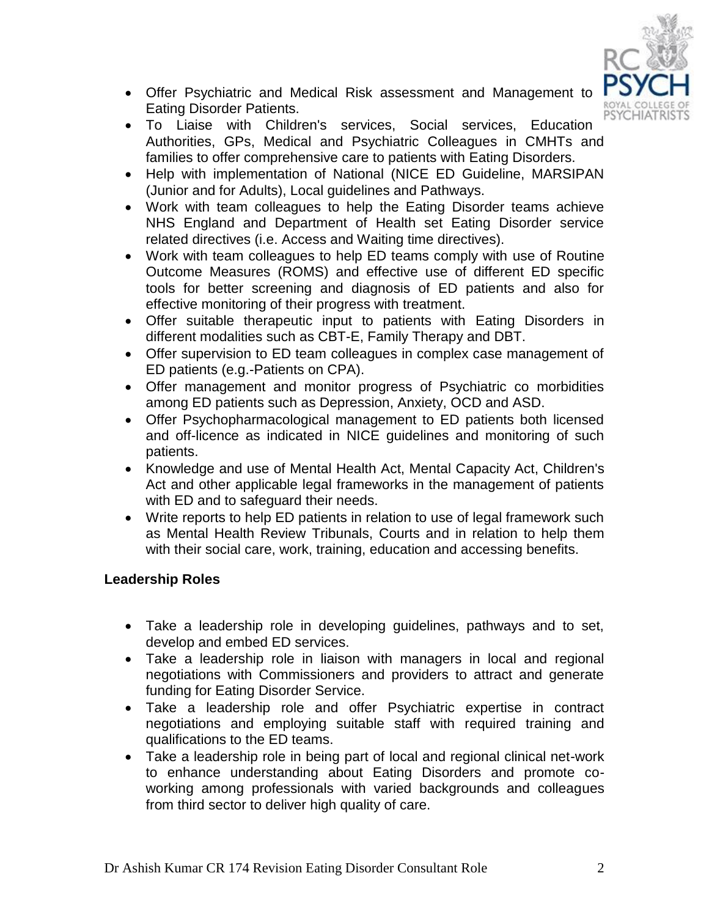- Offer Psychiatric and Medical Risk assessment and Management to Eating Disorder Patients.
- To Liaise with Children's services, Social services, Education Authorities, GPs, Medical and Psychiatric Colleagues in CMHTs and families to offer comprehensive care to patients with Eating Disorders.
- Help with implementation of National (NICE ED Guideline, MARSIPAN (Junior and for Adults), Local guidelines and Pathways.
- Work with team colleagues to help the Eating Disorder teams achieve NHS England and Department of Health set Eating Disorder service related directives (i.e. Access and Waiting time directives).
- Work with team colleagues to help ED teams comply with use of Routine Outcome Measures (ROMS) and effective use of different ED specific tools for better screening and diagnosis of ED patients and also for effective monitoring of their progress with treatment.
- Offer suitable therapeutic input to patients with Eating Disorders in different modalities such as CBT-E, Family Therapy and DBT.
- Offer supervision to ED team colleagues in complex case management of ED patients (e.g.-Patients on CPA).
- Offer management and monitor progress of Psychiatric co morbidities among ED patients such as Depression, Anxiety, OCD and ASD.
- Offer Psychopharmacological management to ED patients both licensed and off-licence as indicated in NICE guidelines and monitoring of such patients.
- Knowledge and use of Mental Health Act, Mental Capacity Act, Children's Act and other applicable legal frameworks in the management of patients with ED and to safeguard their needs.
- Write reports to help ED patients in relation to use of legal framework such as Mental Health Review Tribunals, Courts and in relation to help them with their social care, work, training, education and accessing benefits.

**Leadership Roles**

- Take a leadership role in developing guidelines, pathways and to set, develop and embed ED services.
- Take a leadership role in liaison with managers in local and regional negotiations with Commissioners and providers to attract and generate funding for Eating Disorder Service.
- Take a leadership role and offer Psychiatric expertise in contract negotiations and employing suitable staff with required training and qualifications to the ED teams.
- Take a leadership role in being part of local and regional clinical net-work to enhance understanding about Eating Disorders and promote co-working among professionals with varied backgrounds and colleagues from third sector to deliver high quality of care.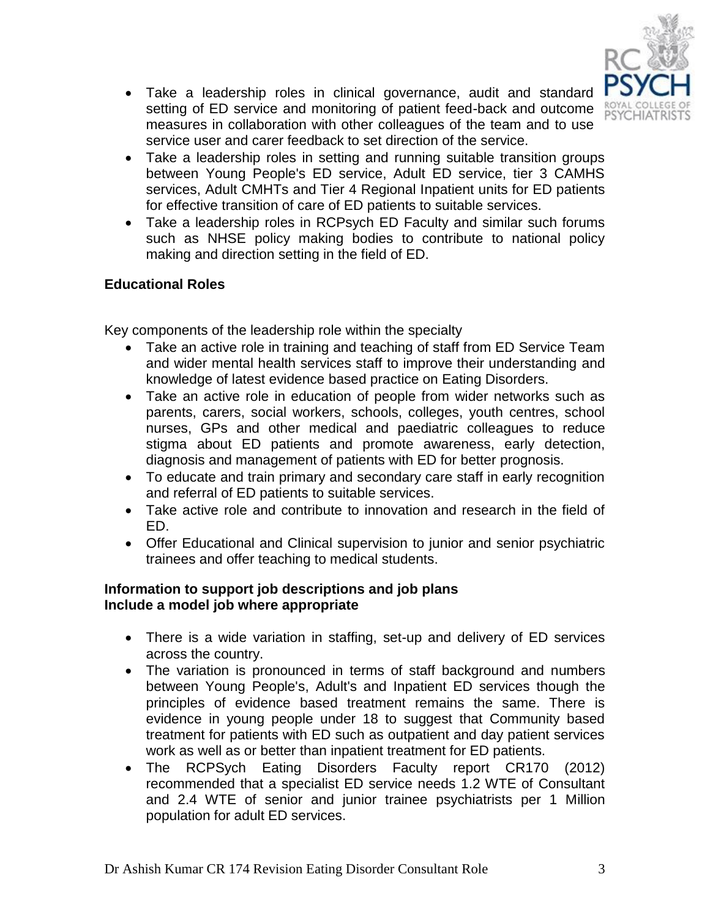- Take a leadership roles in clinical governance, audit and standard setting of ED service and monitoring of patient feed-back and outcome measures in collaboration with other colleagues of the team and to use service user and carer feedback to set direction of the service.
- Take a leadership roles in setting and running suitable transition groups between Young People's ED service, Adult ED service, tier 3 CAMHS services, Adult CMHTs and Tier 4 Regional Inpatient units for ED patients for effective transition of care of ED patients to suitable services.
- Take a leadership roles in RCPsych ED Faculty and similar such forums such as NHSE policy making bodies to contribute to national policy making and direction setting in the field of ED.

**Educational Roles**

Key components of the leadership role within the specialty

- Take an active role in training and teaching of staff from ED Service Team and wider mental health services staff to improve their understanding and knowledge of latest evidence based practice on Eating Disorders.
- Take an active role in education of people from wider networks such as parents, carers, social workers, schools, colleges, youth centres, school nurses, GPs and other medical and paediatric colleagues to reduce stigma about ED patients and promote awareness, early detection, diagnosis and management of patients with ED for better prognosis.
- To educate and train primary and secondary care staff in early recognition and referral of ED patients to suitable services.
- Take active role and contribute to innovation and research in the field of ED.
- Offer Educational and Clinical supervision to junior and senior psychiatric trainees and offer teaching to medical students.

**Information to support job descriptions and job plans**
**Include a model job where appropriate**

- There is a wide variation in staffing, set-up and delivery of ED services across the country.
- The variation is pronounced in terms of staff background and numbers between Young People's, Adult's and Inpatient ED services though the principles of evidence based treatment remains the same. There is evidence in young people under 18 to suggest that Community based treatment for patients with ED such as outpatient and day patient services work as well as or better than inpatient treatment for ED patients.
- The RCPSych Eating Disorders Faculty report CR170 (2012) recommended that a specialist ED service needs 1.2 WTE of Consultant and 2.4 WTE of senior and junior trainee psychiatrists per 1 Million population for adult ED services.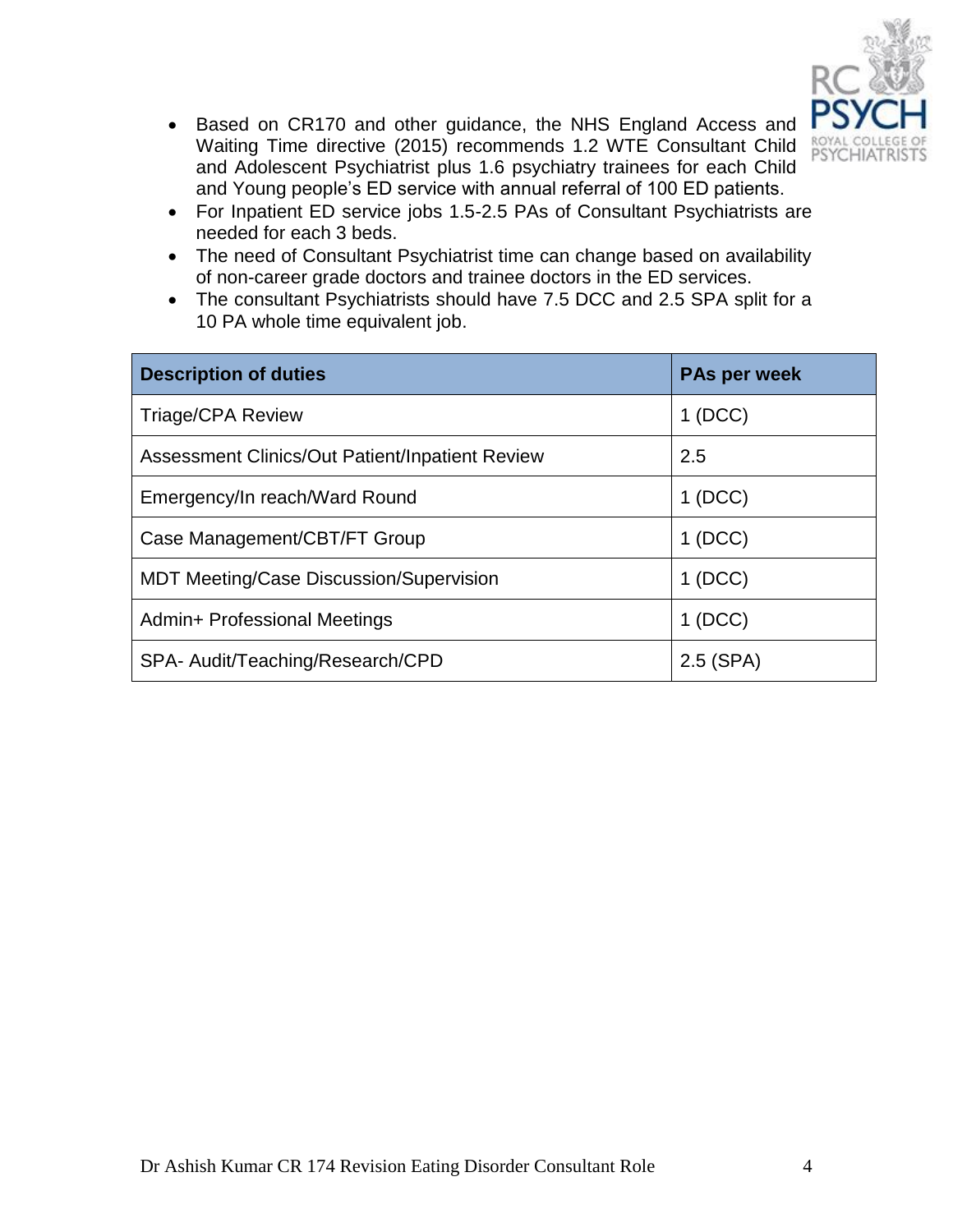- Based on CR170 and other guidance, the NHS England Access and Waiting Time directive (2015) recommends 1.2 WTE Consultant Child and Adolescent Psychiatrist plus 1.6 psychiatry trainees for each Child and Young people's ED service with annual referral of 100 ED patients.
- For Inpatient ED service jobs 1.5-2.5 PAs of Consultant Psychiatrists are needed for each 3 beds.
- The need of Consultant Psychiatrist time can change based on availability of non-career grade doctors and trainee doctors in the ED services.
- The consultant Psychiatrists should have 7.5 DCC and 2.5 SPA split for a 10 PA whole time equivalent job.

| Description of duties | PAs per week |
|---|---|
| Triage/CPA Review | 1 (DCC) |
| Assessment Clinics/Out Patient/Inpatient Review | 2.5 |
| Emergency/In reach/Ward Round | 1 (DCC) |
| Case Management/CBT/FT Group | 1 (DCC) |
| MDT Meeting/Case Discussion/Supervision | 1 (DCC) |
| Admin+ Professional Meetings | 1 (DCC) |
| SPA- Audit/Teaching/Research/CPD | 2.5 (SPA) |